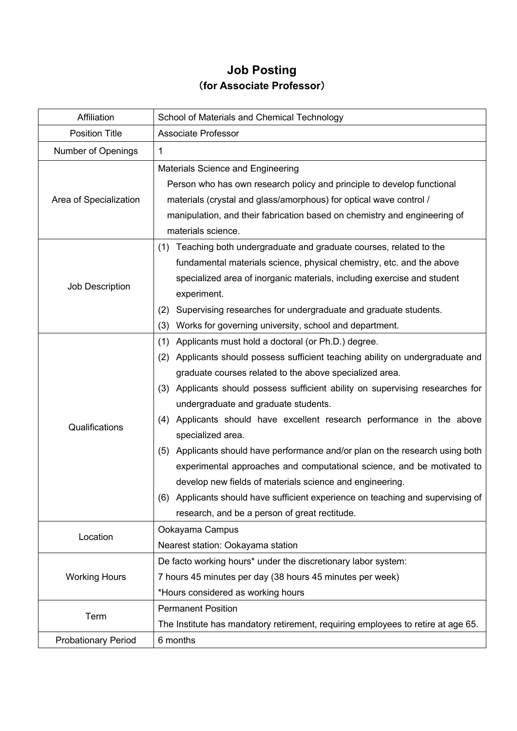# Job Posting

## (for Associate Professor)

| | |
|---|---|
| Affiliation | School of Materials and Chemical Technology |
| Position Title | Associate Professor |
| Number of Openings | 1 |
| Area of Specialization | Materials Science and Engineering<br>Person who has own research policy and principle to develop functional materials (crystal and glass/amorphous) for optical wave control / manipulation, and their fabrication based on chemistry and engineering of materials science. |
| Job Description | (1) Teaching both undergraduate and graduate courses, related to the fundamental materials science, physical chemistry, etc. and the above specialized area of inorganic materials, including exercise and student experiment.<br>(2) Supervising researches for undergraduate and graduate students.<br>(3) Works for governing university, school and department. |
| Qualifications | (1) Applicants must hold a doctoral (or Ph.D.) degree.<br>(2) Applicants should possess sufficient teaching ability on undergraduate and graduate courses related to the above specialized area.<br>(3) Applicants should possess sufficient ability on supervising researches for undergraduate and graduate students.<br>(4) Applicants should have excellent research performance in the above specialized area.<br>(5) Applicants should have performance and/or plan on the research using both experimental approaches and computational science, and be motivated to develop new fields of materials science and engineering.<br>(6) Applicants should have sufficient experience on teaching and supervising of research, and be a person of great rectitude. |
| Location | Ookayama Campus<br>Nearest station: Ookayama station |
| Working Hours | De facto working hours* under the discretionary labor system:<br>7 hours 45 minutes per day (38 hours 45 minutes per week)<br>*Hours considered as working hours |
| Term | Permanent Position<br>The Institute has mandatory retirement, requiring employees to retire at age 65. |
| Probationary Period | 6 months |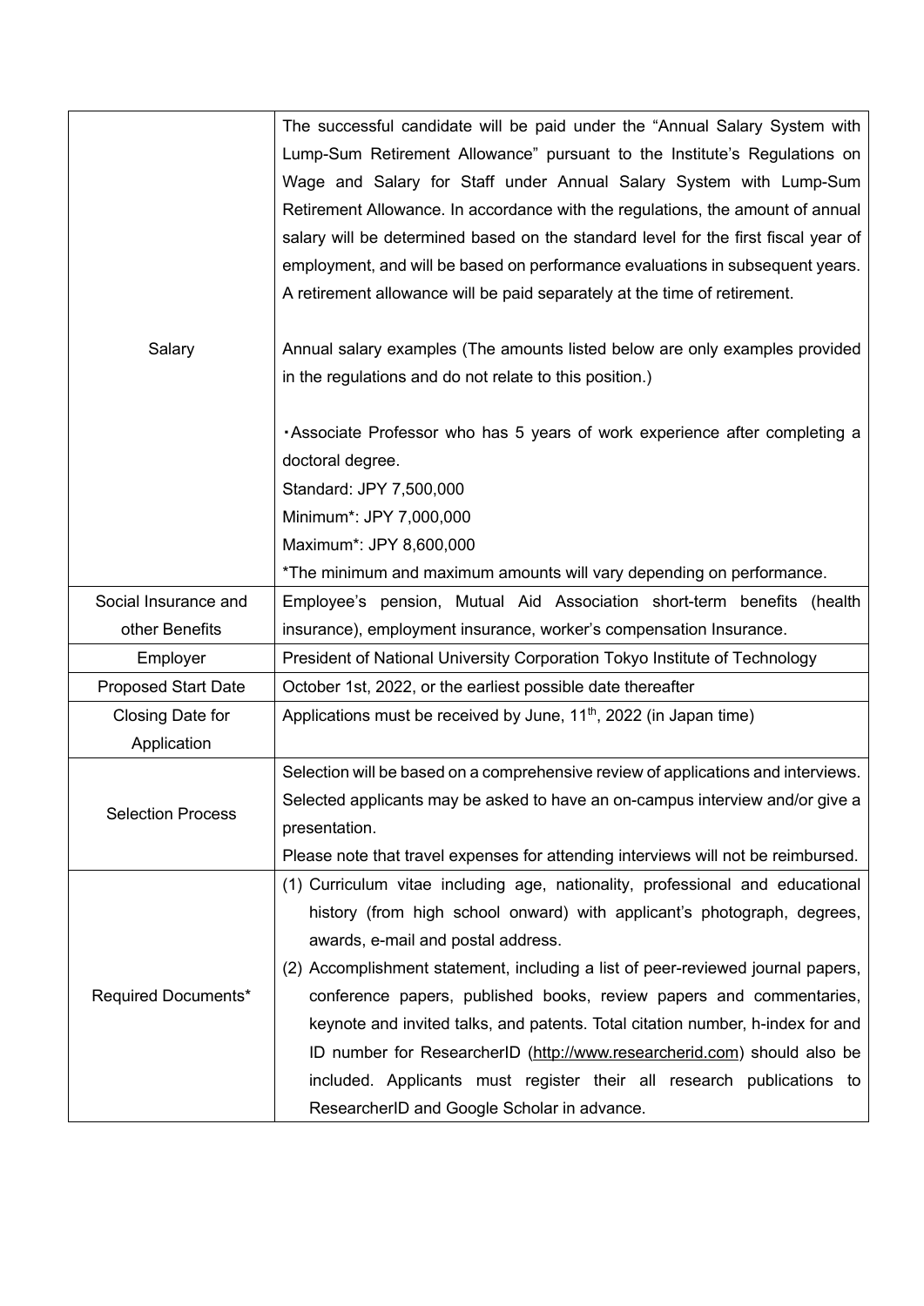| | |
|---|---|
| Salary | The successful candidate will be paid under the "Annual Salary System with Lump-Sum Retirement Allowance" pursuant to the Institute's Regulations on Wage and Salary for Staff under Annual Salary System with Lump-Sum Retirement Allowance. In accordance with the regulations, the amount of annual salary will be determined based on the standard level for the first fiscal year of employment, and will be based on performance evaluations in subsequent years. A retirement allowance will be paid separately at the time of retirement.<br><br>Annual salary examples (The amounts listed below are only examples provided in the regulations and do not relate to this position.)<br><br>・Associate Professor who has 5 years of work experience after completing a doctoral degree.<br>Standard: JPY 7,500,000<br>Minimum*: JPY 7,000,000<br>Maximum*: JPY 8,600,000<br>*The minimum and maximum amounts will vary depending on performance. |
| Social Insurance and other Benefits | Employee's pension, Mutual Aid Association short-term benefits (health insurance), employment insurance, worker's compensation Insurance. |
| Employer | President of National University Corporation Tokyo Institute of Technology |
| Proposed Start Date | October 1st, 2022, or the earliest possible date thereafter |
| Closing Date for Application | Applications must be received by June, 11th, 2022 (in Japan time) |
| Selection Process | Selection will be based on a comprehensive review of applications and interviews. Selected applicants may be asked to have an on-campus interview and/or give a presentation.<br>Please note that travel expenses for attending interviews will not be reimbursed. |
| Required Documents* | (1) Curriculum vitae including age, nationality, professional and educational history (from high school onward) with applicant's photograph, degrees, awards, e-mail and postal address.<br>(2) Accomplishment statement, including a list of peer-reviewed journal papers, conference papers, published books, review papers and commentaries, keynote and invited talks, and patents. Total citation number, h-index for and ID number for ResearcherID (http://www.researcherid.com) should also be included. Applicants must register their all research publications to ResearcherID and Google Scholar in advance. |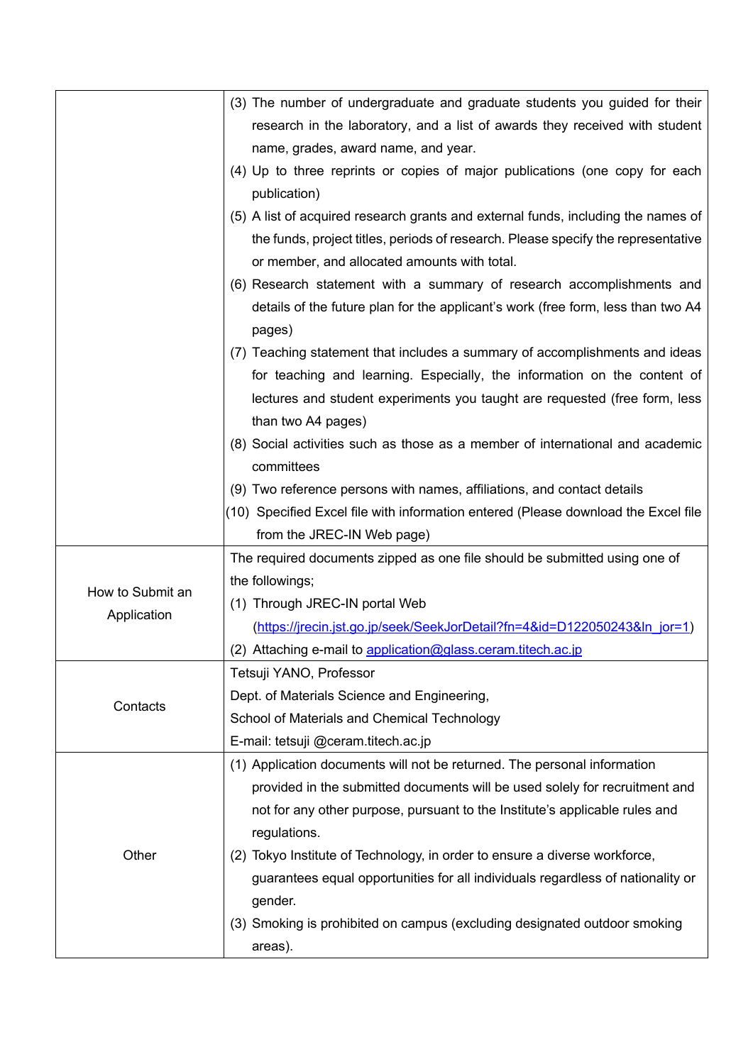| | |
|---|---|
| | (3) The number of undergraduate and graduate students you guided for their research in the laboratory, and a list of awards they received with student name, grades, award name, and year.<br>(4) Up to three reprints or copies of major publications (one copy for each publication)<br>(5) A list of acquired research grants and external funds, including the names of the funds, project titles, periods of research. Please specify the representative or member, and allocated amounts with total.<br>(6) Research statement with a summary of research accomplishments and details of the future plan for the applicant's work (free form, less than two A4 pages)<br>(7) Teaching statement that includes a summary of accomplishments and ideas for teaching and learning. Especially, the information on the content of lectures and student experiments you taught are requested (free form, less than two A4 pages)<br>(8) Social activities such as those as a member of international and academic committees<br>(9) Two reference persons with names, affiliations, and contact details<br>(10) Specified Excel file with information entered (Please download the Excel file from the JREC-IN Web page) |
| How to Submit an Application | The required documents zipped as one file should be submitted using one of the followings;<br>(1) Through JREC-IN portal Web (https://jrecin.jst.go.jp/seek/SeekJorDetail?fn=4&id=D122050243&ln_jor=1)<br>(2) Attaching e-mail to application@glass.ceram.titech.ac.jp |
| Contacts | Tetsuji YANO, Professor<br>Dept. of Materials Science and Engineering,<br>School of Materials and Chemical Technology<br>E-mail: tetsuji @ceram.titech.ac.jp |
| Other | (1) Application documents will not be returned. The personal information provided in the submitted documents will be used solely for recruitment and not for any other purpose, pursuant to the Institute's applicable rules and regulations.<br>(2) Tokyo Institute of Technology, in order to ensure a diverse workforce, guarantees equal opportunities for all individuals regardless of nationality or gender.<br>(3) Smoking is prohibited on campus (excluding designated outdoor smoking areas). |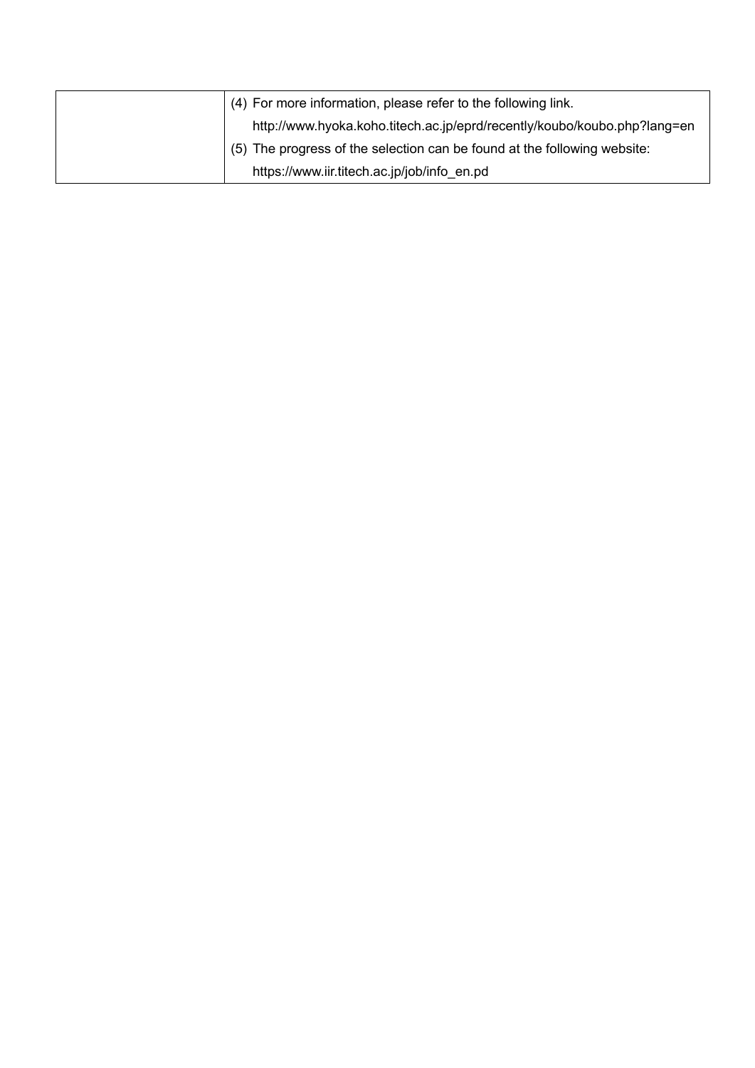| | |
|---|---|
| | (4) For more information, please refer to the following link.<br>http://www.hyoka.koho.titech.ac.jp/eprd/recently/koubo/koubo.php?lang=en<br>(5) The progress of the selection can be found at the following website:<br>https://www.iir.titech.ac.jp/job/info_en.pd |